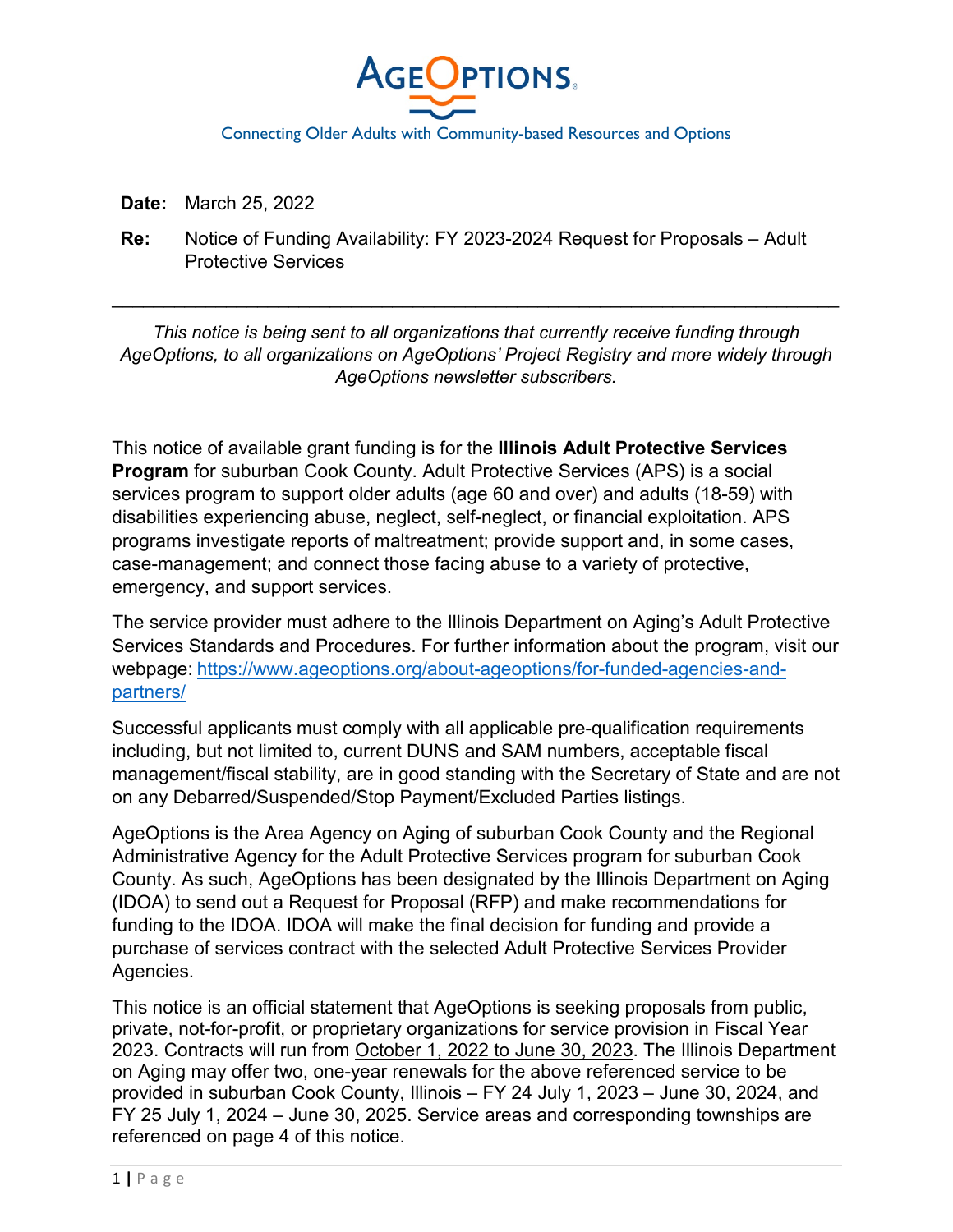AgeOptions

Connecting Older Adults with Community-based Resources and Options

**Date:** March 25, 2022

**Re:** Notice of Funding Availability: FY 2023-2024 Request for Proposals – Adult Protective Services

---

*This notice is being sent to all organizations that currently receive funding through AgeOptions, to all organizations on AgeOptions' Project Registry and more widely through AgeOptions newsletter subscribers.*

This notice of available grant funding is for the **Illinois Adult Protective Services Program** for suburban Cook County. Adult Protective Services (APS) is a social services program to support older adults (age 60 and over) and adults (18-59) with disabilities experiencing abuse, neglect, self-neglect, or financial exploitation. APS programs investigate reports of maltreatment; provide support and, in some cases, case-management; and connect those facing abuse to a variety of protective, emergency, and support services.

The service provider must adhere to the Illinois Department on Aging's Adult Protective Services Standards and Procedures. For further information about the program, visit our webpage: [https://www.ageoptions.org/about-ageoptions/for-funded-agencies-and-partners/](https://www.ageoptions.org/about-ageoptions/for-funded-agencies-and-partners/)

Successful applicants must comply with all applicable pre-qualification requirements including, but not limited to, current DUNS and SAM numbers, acceptable fiscal management/fiscal stability, are in good standing with the Secretary of State and are not on any Debarred/Suspended/Stop Payment/Excluded Parties listings.

AgeOptions is the Area Agency on Aging of suburban Cook County and the Regional Administrative Agency for the Adult Protective Services program for suburban Cook County. As such, AgeOptions has been designated by the Illinois Department on Aging (IDOA) to send out a Request for Proposal (RFP) and make recommendations for funding to the IDOA. IDOA will make the final decision for funding and provide a purchase of services contract with the selected Adult Protective Services Provider Agencies.

This notice is an official statement that AgeOptions is seeking proposals from public, private, not-for-profit, or proprietary organizations for service provision in Fiscal Year 2023. Contracts will run from October 1, 2022 to June 30, 2023. The Illinois Department on Aging may offer two, one-year renewals for the above referenced service to be provided in suburban Cook County, Illinois – FY 24 July 1, 2023 – June 30, 2024, and FY 25 July 1, 2024 – June 30, 2025. Service areas and corresponding townships are referenced on page 4 of this notice.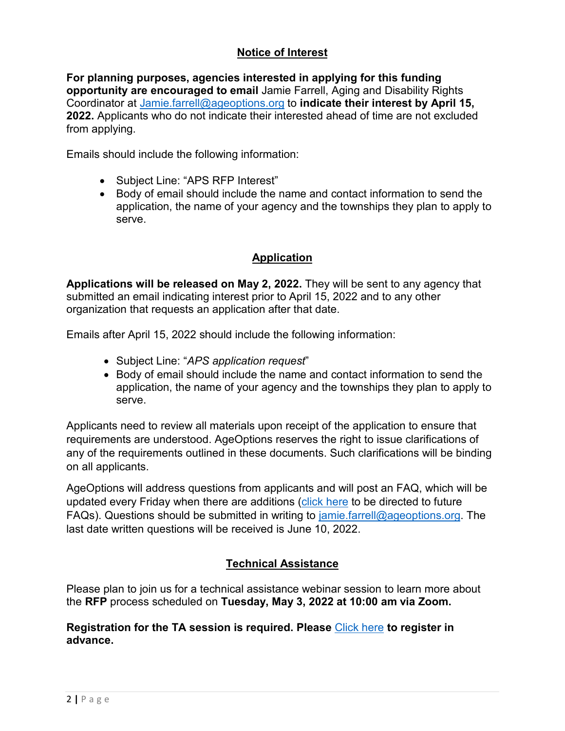## Notice of Interest

**For planning purposes, agencies interested in applying for this funding opportunity are encouraged to email** Jamie Farrell, Aging and Disability Rights Coordinator at [Jamie.farrell@ageoptions.org](mailto:Jamie.farrell@ageoptions.org) to **indicate their interest by April 15, 2022.** Applicants who do not indicate their interested ahead of time are not excluded from applying.

Emails should include the following information:

- Subject Line: "APS RFP Interest"
- Body of email should include the name and contact information to send the application, the name of your agency and the townships they plan to apply to serve.

## Application

**Applications will be released on May 2, 2022.** They will be sent to any agency that submitted an email indicating interest prior to April 15, 2022 and to any other organization that requests an application after that date.

Emails after April 15, 2022 should include the following information:

- Subject Line: "*APS application request*"
- Body of email should include the name and contact information to send the application, the name of your agency and the townships they plan to apply to serve.

Applicants need to review all materials upon receipt of the application to ensure that requirements are understood. AgeOptions reserves the right to issue clarifications of any of the requirements outlined in these documents. Such clarifications will be binding on all applicants.

AgeOptions will address questions from applicants and will post an FAQ, which will be updated every Friday when there are additions (click here to be directed to future FAQs). Questions should be submitted in writing to [jamie.farrell@ageoptions.org](mailto:jamie.farrell@ageoptions.org). The last date written questions will be received is June 10, 2022.

## Technical Assistance

Please plan to join us for a technical assistance webinar session to learn more about the **RFP** process scheduled on **Tuesday, May 3, 2022 at 10:00 am via Zoom.**

**Registration for the TA session is required. Please** Click here **to register in advance.**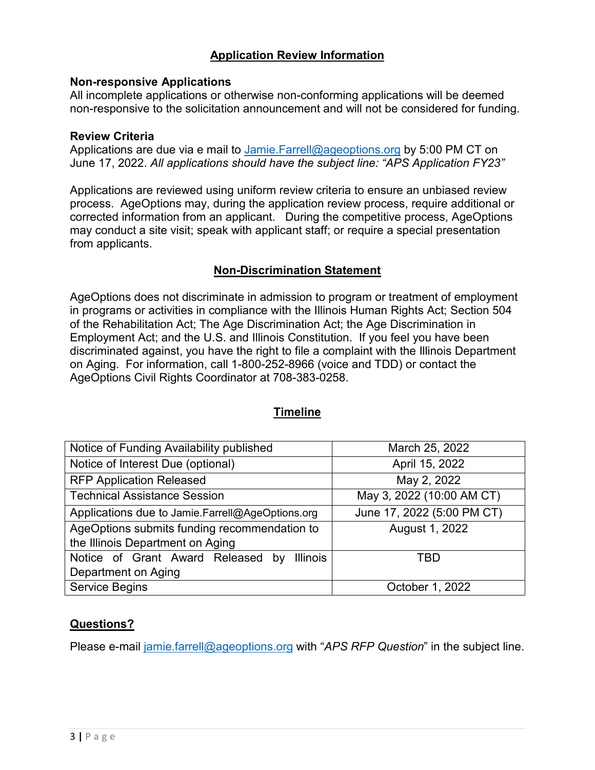## Application Review Information

**Non-responsive Applications**
All incomplete applications or otherwise non-conforming applications will be deemed non-responsive to the solicitation announcement and will not be considered for funding.

**Review Criteria**
Applications are due via e mail to Jamie.Farrell@ageoptions.org by 5:00 PM CT on June 17, 2022. *All applications should have the subject line: "APS Application FY23"*

Applications are reviewed using uniform review criteria to ensure an unbiased review process. AgeOptions may, during the application review process, require additional or corrected information from an applicant. During the competitive process, AgeOptions may conduct a site visit; speak with applicant staff; or require a special presentation from applicants.

## Non-Discrimination Statement

AgeOptions does not discriminate in admission to program or treatment of employment in programs or activities in compliance with the Illinois Human Rights Act; Section 504 of the Rehabilitation Act; The Age Discrimination Act; the Age Discrimination in Employment Act; and the U.S. and Illinois Constitution. If you feel you have been discriminated against, you have the right to file a complaint with the Illinois Department on Aging. For information, call 1-800-252-8966 (voice and TDD) or contact the AgeOptions Civil Rights Coordinator at 708-383-0258.

## Timeline

| | |
|---|---|
| Notice of Funding Availability published | March 25, 2022 |
| Notice of Interest Due (optional) | April 15, 2022 |
| RFP Application Released | May 2, 2022 |
| Technical Assistance Session | May 3, 2022 (10:00 AM CT) |
| Applications due to Jamie.Farrell@AgeOptions.org | June 17, 2022 (5:00 PM CT) |
| AgeOptions submits funding recommendation to the Illinois Department on Aging | August 1, 2022 |
| Notice of Grant Award Released by Illinois Department on Aging | TBD |
| Service Begins | October 1, 2022 |

## Questions?

Please e-mail jamie.farrell@ageoptions.org with "*APS RFP Question*" in the subject line.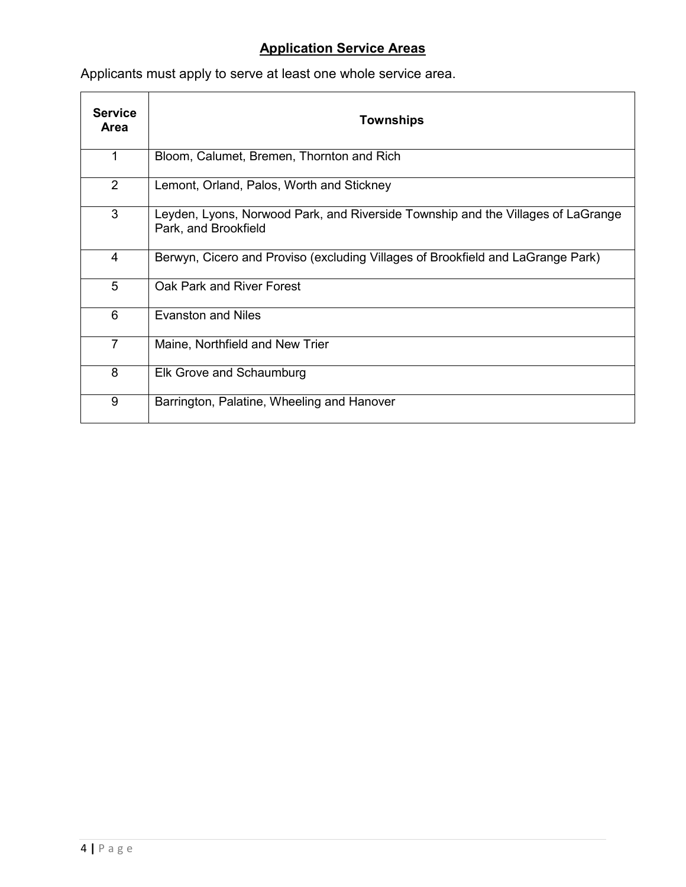## Application Service Areas

Applicants must apply to serve at least one whole service area.

| Service Area | Townships |
|---|---|
| 1 | Bloom, Calumet, Bremen, Thornton and Rich |
| 2 | Lemont, Orland, Palos, Worth and Stickney |
| 3 | Leyden, Lyons, Norwood Park, and Riverside Township and the Villages of LaGrange Park, and Brookfield |
| 4 | Berwyn, Cicero and Proviso (excluding Villages of Brookfield and LaGrange Park) |
| 5 | Oak Park and River Forest |
| 6 | Evanston and Niles |
| 7 | Maine, Northfield and New Trier |
| 8 | Elk Grove and Schaumburg |
| 9 | Barrington, Palatine, Wheeling and Hanover |